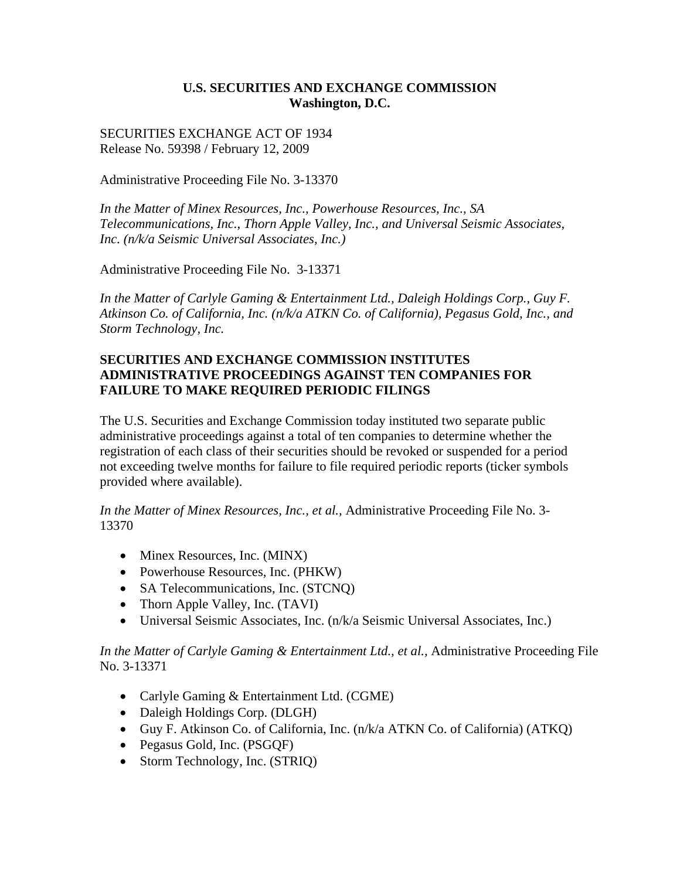**U.S. SECURITIES AND EXCHANGE COMMISSION**
**Washington, D.C.**

SECURITIES EXCHANGE ACT OF 1934
Release No. 59398 / February 12, 2009

Administrative Proceeding File No. 3-13370

*In the Matter of Minex Resources, Inc., Powerhouse Resources, Inc., SA Telecommunications, Inc., Thorn Apple Valley, Inc., and Universal Seismic Associates, Inc. (n/k/a Seismic Universal Associates, Inc.)*

Administrative Proceeding File No. 3-13371

*In the Matter of Carlyle Gaming & Entertainment Ltd., Daleigh Holdings Corp., Guy F. Atkinson Co. of California, Inc. (n/k/a ATKN Co. of California), Pegasus Gold, Inc., and Storm Technology, Inc.*

**SECURITIES AND EXCHANGE COMMISSION INSTITUTES ADMINISTRATIVE PROCEEDINGS AGAINST TEN COMPANIES FOR FAILURE TO MAKE REQUIRED PERIODIC FILINGS**

The U.S. Securities and Exchange Commission today instituted two separate public administrative proceedings against a total of ten companies to determine whether the registration of each class of their securities should be revoked or suspended for a period not exceeding twelve months for failure to file required periodic reports (ticker symbols provided where available).

*In the Matter of Minex Resources, Inc., et al.,* Administrative Proceeding File No. 3-13370

- Minex Resources, Inc. (MINX)
- Powerhouse Resources, Inc. (PHKW)
- SA Telecommunications, Inc. (STCNQ)
- Thorn Apple Valley, Inc. (TAVI)
- Universal Seismic Associates, Inc. (n/k/a Seismic Universal Associates, Inc.)

*In the Matter of Carlyle Gaming & Entertainment Ltd., et al.,* Administrative Proceeding File No. 3-13371

- Carlyle Gaming & Entertainment Ltd. (CGME)
- Daleigh Holdings Corp. (DLGH)
- Guy F. Atkinson Co. of California, Inc. (n/k/a ATKN Co. of California) (ATKQ)
- Pegasus Gold, Inc. (PSGQF)
- Storm Technology, Inc. (STRIQ)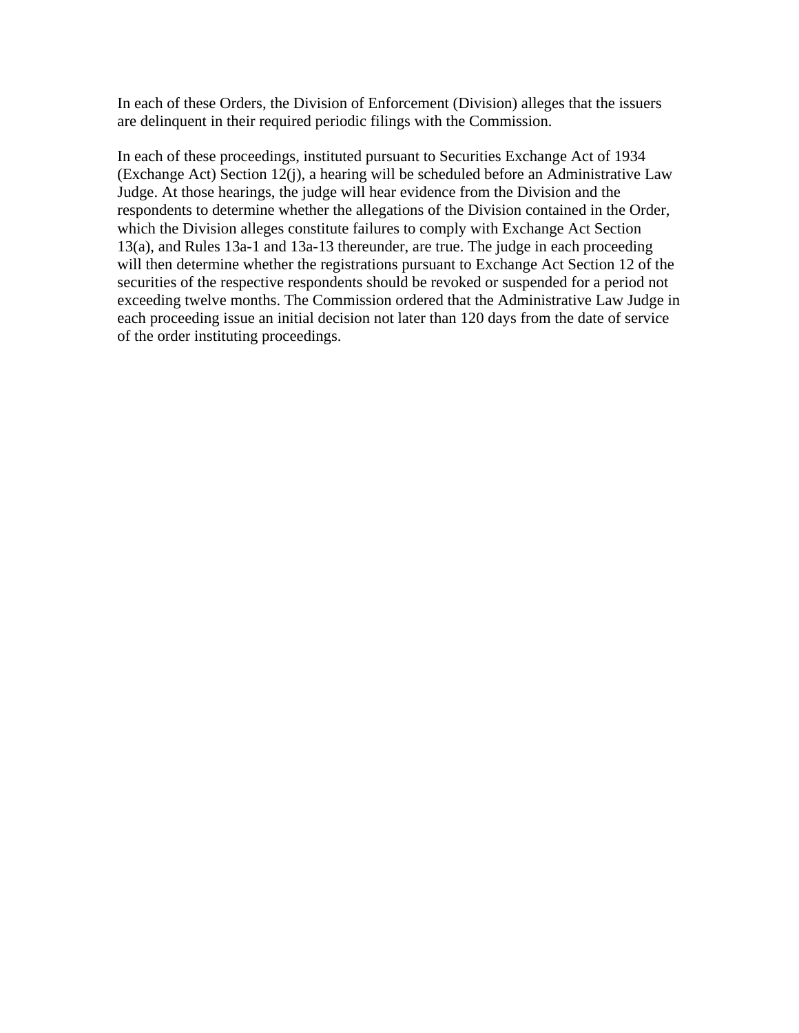In each of these Orders, the Division of Enforcement (Division) alleges that the issuers are delinquent in their required periodic filings with the Commission.

In each of these proceedings, instituted pursuant to Securities Exchange Act of 1934 (Exchange Act) Section 12(j), a hearing will be scheduled before an Administrative Law Judge. At those hearings, the judge will hear evidence from the Division and the respondents to determine whether the allegations of the Division contained in the Order, which the Division alleges constitute failures to comply with Exchange Act Section 13(a), and Rules 13a-1 and 13a-13 thereunder, are true. The judge in each proceeding will then determine whether the registrations pursuant to Exchange Act Section 12 of the securities of the respective respondents should be revoked or suspended for a period not exceeding twelve months. The Commission ordered that the Administrative Law Judge in each proceeding issue an initial decision not later than 120 days from the date of service of the order instituting proceedings.